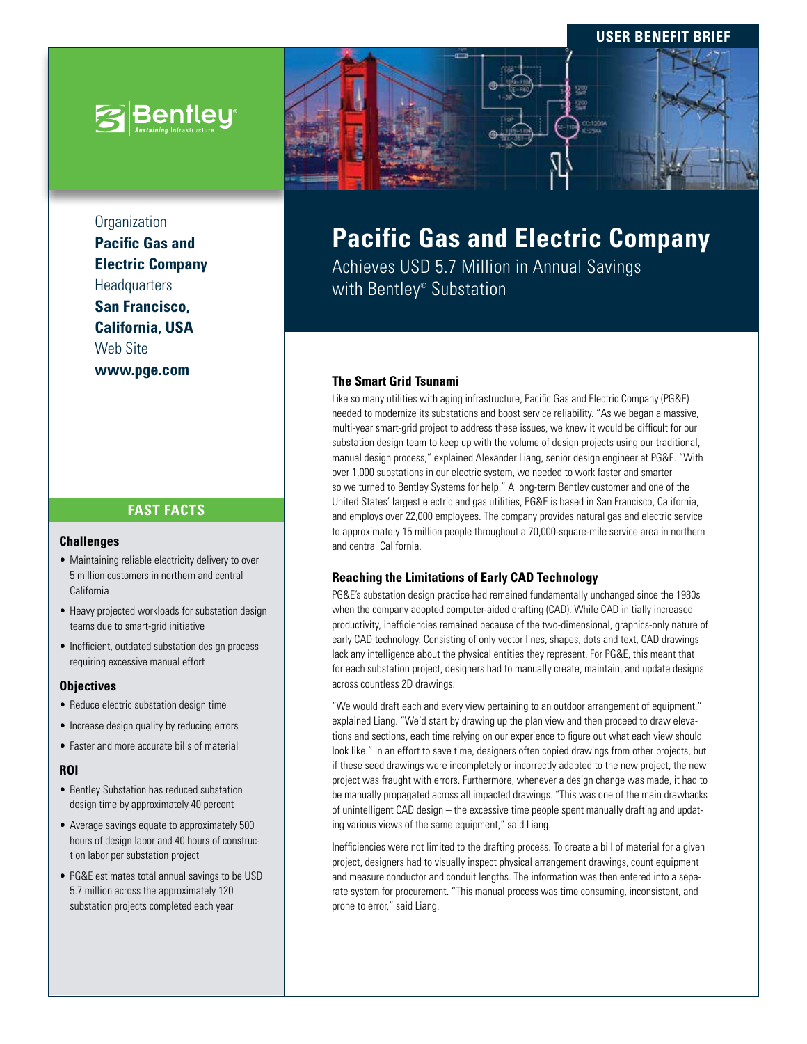USER BENEFIT BRIEF

Organization
**Pacific Gas and Electric Company**
Headquarters
**San Francisco, California, USA**
Web Site
**www.pge.com**

# Pacific Gas and Electric Company

Achieves USD 5.7 Million in Annual Savings with Bentley® Substation

## The Smart Grid Tsunami

Like so many utilities with aging infrastructure, Pacific Gas and Electric Company (PG&E) needed to modernize its substations and boost service reliability. "As we began a massive, multi-year smart-grid project to address these issues, we knew it would be difficult for our substation design team to keep up with the volume of design projects using our traditional, manual design process," explained Alexander Liang, senior design engineer at PG&E. "With over 1,000 substations in our electric system, we needed to work faster and smarter – so we turned to Bentley Systems for help." A long-term Bentley customer and one of the United States' largest electric and gas utilities, PG&E is based in San Francisco, California, and employs over 22,000 employees. The company provides natural gas and electric service to approximately 15 million people throughout a 70,000-square-mile service area in northern and central California.

## Reaching the Limitations of Early CAD Technology

PG&E's substation design practice had remained fundamentally unchanged since the 1980s when the company adopted computer-aided drafting (CAD). While CAD initially increased productivity, inefficiencies remained because of the two-dimensional, graphics-only nature of early CAD technology. Consisting of only vector lines, shapes, dots and text, CAD drawings lack any intelligence about the physical entities they represent. For PG&E, this meant that for each substation project, designers had to manually create, maintain, and update designs across countless 2D drawings.

"We would draft each and every view pertaining to an outdoor arrangement of equipment," explained Liang. "We'd start by drawing up the plan view and then proceed to draw elevations and sections, each time relying on our experience to figure out what each view should look like." In an effort to save time, designers often copied drawings from other projects, but if these seed drawings were incompletely or incorrectly adapted to the new project, the new project was fraught with errors. Furthermore, whenever a design change was made, it had to be manually propagated across all impacted drawings. "This was one of the main drawbacks of unintelligent CAD design – the excessive time people spent manually drafting and updating various views of the same equipment," said Liang.

Inefficiencies were not limited to the drafting process. To create a bill of material for a given project, designers had to visually inspect physical arrangement drawings, count equipment and measure conductor and conduit lengths. The information was then entered into a separate system for procurement. "This manual process was time consuming, inconsistent, and prone to error," said Liang.

## FAST FACTS

### Challenges

- Maintaining reliable electricity delivery to over 5 million customers in northern and central California
- Heavy projected workloads for substation design teams due to smart-grid initiative
- Inefficient, outdated substation design process requiring excessive manual effort

### Objectives

- Reduce electric substation design time
- Increase design quality by reducing errors
- Faster and more accurate bills of material

### ROI

- Bentley Substation has reduced substation design time by approximately 40 percent
- Average savings equate to approximately 500 hours of design labor and 40 hours of construction labor per substation project
- PG&E estimates total annual savings to be USD 5.7 million across the approximately 120 substation projects completed each year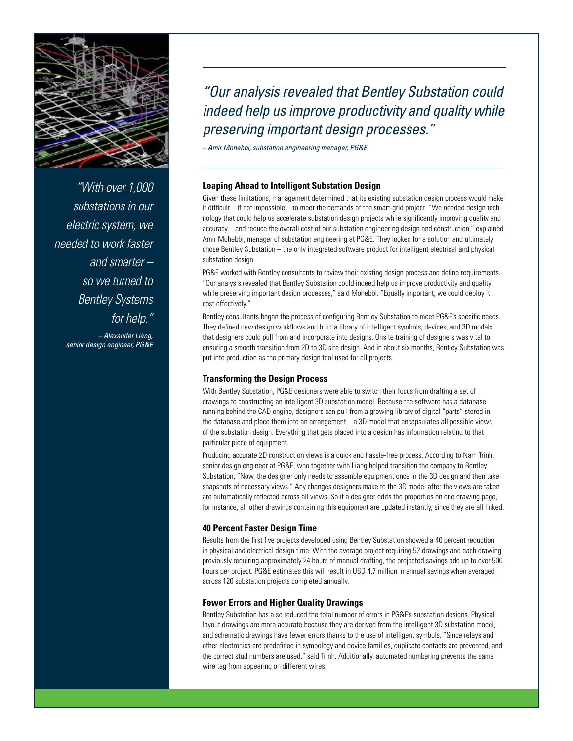*"With over 1,000 substations in our electric system, we needed to work faster and smarter – so we turned to Bentley Systems for help."*

*– Alexander Liang, senior design engineer, PG&E*

*"Our analysis revealed that Bentley Substation could indeed help us improve productivity and quality while preserving important design processes."*

*– Amir Mohebbi, substation engineering manager, PG&E*

### Leaping Ahead to Intelligent Substation Design

Given these limitations, management determined that its existing substation design process would make it difficult – if not impossible – to meet the demands of the smart-grid project. "We needed design technology that could help us accelerate substation design projects while significantly improving quality and accuracy – and reduce the overall cost of our substation engineering design and construction," explained Amir Mohebbi, manager of substation engineering at PG&E. They looked for a solution and ultimately chose Bentley Substation – the only integrated software product for intelligent electrical and physical substation design.

PG&E worked with Bentley consultants to review their existing design process and define requirements. "Our analysis revealed that Bentley Substation could indeed help us improve productivity and quality while preserving important design processes," said Mohebbi. "Equally important, we could deploy it cost effectively."

Bentley consultants began the process of configuring Bentley Substation to meet PG&E's specific needs. They defined new design workflows and built a library of intelligent symbols, devices, and 3D models that designers could pull from and incorporate into designs. Onsite training of designers was vital to ensuring a smooth transition from 2D to 3D site design. And in about six months, Bentley Substation was put into production as the primary design tool used for all projects.

### Transforming the Design Process

With Bentley Substation, PG&E designers were able to switch their focus from drafting a set of drawings to constructing an intelligent 3D substation model. Because the software has a database running behind the CAD engine, designers can pull from a growing library of digital "parts" stored in the database and place them into an arrangement – a 3D model that encapsulates all possible views of the substation design. Everything that gets placed into a design has information relating to that particular piece of equipment.

Producing accurate 2D construction views is a quick and hassle-free process. According to Nam Trinh, senior design engineer at PG&E, who together with Liang helped transition the company to Bentley Substation, "Now, the designer only needs to assemble equipment once in the 3D design and then take snapshots of necessary views." Any changes designers make to the 3D model after the views are taken are automatically reflected across all views. So if a designer edits the properties on one drawing page, for instance, all other drawings containing this equipment are updated instantly, since they are all linked.

### 40 Percent Faster Design Time

Results from the first five projects developed using Bentley Substation showed a 40 percent reduction in physical and electrical design time. With the average project requiring 52 drawings and each drawing previously requiring approximately 24 hours of manual drafting, the projected savings add up to over 500 hours per project. PG&E estimates this will result in USD 4.7 million in annual savings when averaged across 120 substation projects completed annually.

### Fewer Errors and Higher Quality Drawings

Bentley Substation has also reduced the total number of errors in PG&E's substation designs. Physical layout drawings are more accurate because they are derived from the intelligent 3D substation model, and schematic drawings have fewer errors thanks to the use of intelligent symbols. "Since relays and other electronics are predefined in symbology and device families, duplicate contacts are prevented, and the correct stud numbers are used," said Trinh. Additionally, automated numbering prevents the same wire tag from appearing on different wires.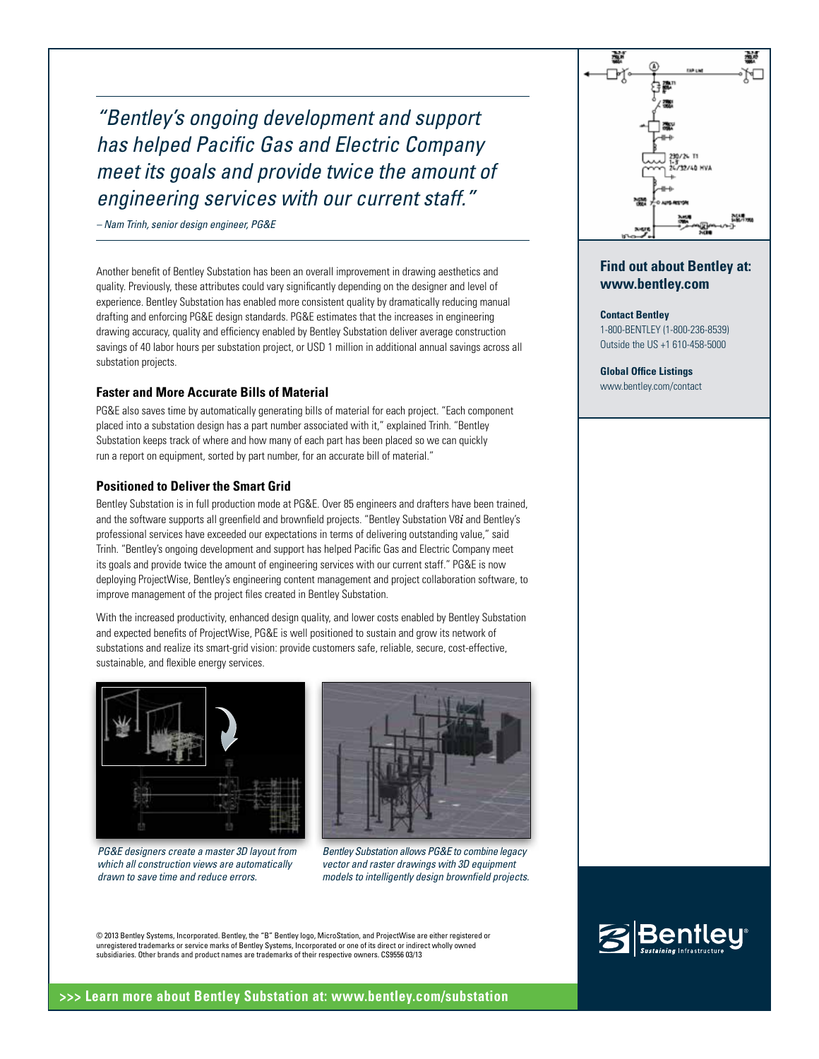*"Bentley's ongoing development and support has helped Pacific Gas and Electric Company meet its goals and provide twice the amount of engineering services with our current staff."*

*– Nam Trinh, senior design engineer, PG&E*

Another benefit of Bentley Substation has been an overall improvement in drawing aesthetics and quality. Previously, these attributes could vary significantly depending on the designer and level of experience. Bentley Substation has enabled more consistent quality by dramatically reducing manual drafting and enforcing PG&E design standards. PG&E estimates that the increases in engineering drawing accuracy, quality and efficiency enabled by Bentley Substation deliver average construction savings of 40 labor hours per substation project, or USD 1 million in additional annual savings across all substation projects.

### Faster and More Accurate Bills of Material

PG&E also saves time by automatically generating bills of material for each project. "Each component placed into a substation design has a part number associated with it," explained Trinh. "Bentley Substation keeps track of where and how many of each part has been placed so we can quickly run a report on equipment, sorted by part number, for an accurate bill of material."

### Positioned to Deliver the Smart Grid

Bentley Substation is in full production mode at PG&E. Over 85 engineers and drafters have been trained, and the software supports all greenfield and brownfield projects. "Bentley Substation V8*i* and Bentley's professional services have exceeded our expectations in terms of delivering outstanding value," said Trinh. "Bentley's ongoing development and support has helped Pacific Gas and Electric Company meet its goals and provide twice the amount of engineering services with our current staff." PG&E is now deploying ProjectWise, Bentley's engineering content management and project collaboration software, to improve management of the project files created in Bentley Substation.

With the increased productivity, enhanced design quality, and lower costs enabled by Bentley Substation and expected benefits of ProjectWise, PG&E is well positioned to sustain and grow its network of substations and realize its smart-grid vision: provide customers safe, reliable, secure, cost-effective, sustainable, and flexible energy services.

*PG&E designers create a master 3D layout from which all construction views are automatically drawn to save time and reduce errors.*

*Bentley Substation allows PG&E to combine legacy vector and raster drawings with 3D equipment models to intelligently design brownfield projects.*

## Find out about Bentley at: www.bentley.com

**Contact Bentley**
1-800-BENTLEY (1-800-236-8539)
Outside the US +1 610-458-5000

**Global Office Listings**
www.bentley.com/contact

© 2013 Bentley Systems, Incorporated. Bentley, the "B" Bentley logo, MicroStation, and ProjectWise are either registered or unregistered trademarks or service marks of Bentley Systems, Incorporated or one of its direct or indirect wholly owned subsidiaries. Other brands and product names are trademarks of their respective owners. CS9556 03/13

**>>> Learn more about Bentley Substation at: www.bentley.com/substation**